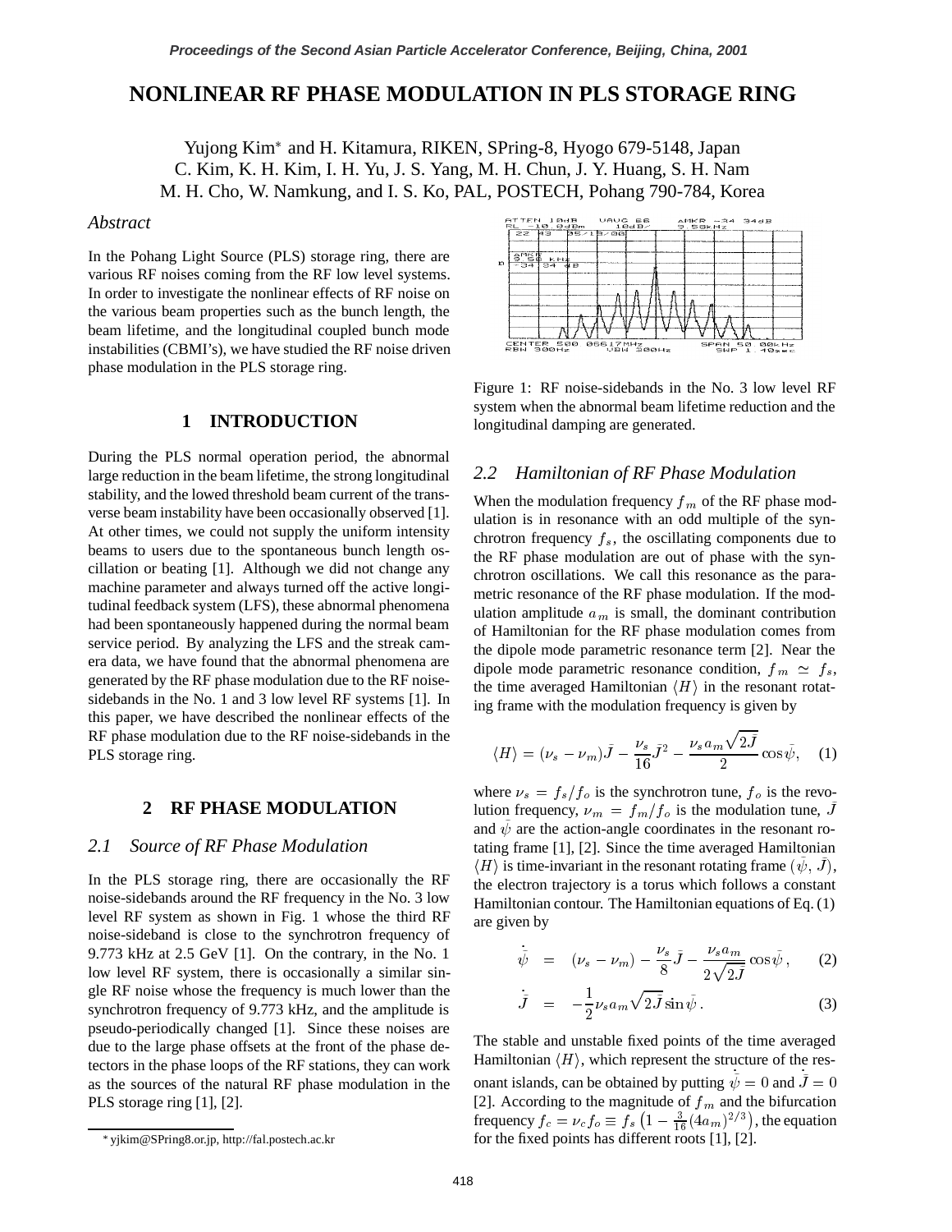# NONLINEAR RF PHASE MODULATION IN PLS STORAGE RING

Yujong Kim* and H. Kitamura, RIKEN, SPring-8, Hyogo 679-5148, Japan
C. Kim, K. H. Kim, I. H. Yu, J. S. Yang, M. H. Chun, J. Y. Huang, S. H. Nam
M. H. Cho, W. Namkung, and I. S. Ko, PAL, POSTECH, Pohang 790-784, Korea

### *Abstract*

In the Pohang Light Source (PLS) storage ring, there are various RF noises coming from the RF low level systems. In order to investigate the nonlinear effects of RF noise on the various beam properties such as the bunch length, the beam lifetime, and the longitudinal coupled bunch mode instabilities (CBMI's), we have studied the RF noise driven phase modulation in the PLS storage ring.

## 1 INTRODUCTION

During the PLS normal operation period, the abnormal large reduction in the beam lifetime, the strong longitudinal stability, and the lowed threshold beam current of the transverse beam instability have been occasionally observed [1]. At other times, we could not supply the uniform intensity beams to users due to the spontaneous bunch length oscillation or beating [1]. Although we did not change any machine parameter and always turned off the active longitudinal feedback system (LFS), these abnormal phenomena had been spontaneously happened during the normal beam service period. By analyzing the LFS and the streak camera data, we have found that the abnormal phenomena are generated by the RF phase modulation due to the RF noise-sidebands in the No. 1 and 3 low level RF systems [1]. In this paper, we have described the nonlinear effects of the RF phase modulation due to the RF noise-sidebands in the PLS storage ring.

## 2 RF PHASE MODULATION

### *2.1 Source of RF Phase Modulation*

In the PLS storage ring, there are occasionally the RF noise-sidebands around the RF frequency in the No. 3 low level RF system as shown in Fig. 1 whose the third RF noise-sideband is close to the synchrotron frequency of 9.773 kHz at 2.5 GeV [1]. On the contrary, in the No. 1 low level RF system, there is occasionally a similar single RF noise whose the frequency is much lower than the synchrotron frequency of 9.773 kHz, and the amplitude is pseudo-periodically changed [1]. Since these noises are due to the large phase offsets at the front of the phase detectors in the phase loops of the RF stations, they can work as the sources of the natural RF phase modulation in the PLS storage ring [1], [2].

Figure 1: RF noise-sidebands in the No. 3 low level RF system when the abnormal beam lifetime reduction and the longitudinal damping are generated.

### *2.2 Hamiltonian of RF Phase Modulation*

When the modulation frequency $f_m$ of the RF phase modulation is in resonance with an odd multiple of the synchrotron frequency $f_s$, the oscillating components due to the RF phase modulation are out of phase with the synchrotron oscillations. We call this resonance as the parametric resonance of the RF phase modulation. If the modulation amplitude $a_m$ is small, the dominant contribution of Hamiltonian for the RF phase modulation comes from the dipole mode parametric resonance term [2]. Near the dipole mode parametric resonance condition, $f_m \simeq f_s$, the time averaged Hamiltonian $\langle H \rangle$ in the resonant rotating frame with the modulation frequency is given by

$$\langle H \rangle = (\nu_s - \nu_m)\bar{J} - \frac{\nu_s}{16}\bar{J}^2 - \frac{\nu_s a_m \sqrt{2\bar{J}}}{2}\cos\bar{\psi}, \quad (1)$$

where $\nu_s = f_s/f_o$ is the synchrotron tune, $f_o$ is the revolution frequency, $\nu_m = f_m/f_o$ is the modulation tune, $\bar{J}$ and $\bar{\psi}$ are the action-angle coordinates in the resonant rotating frame [1], [2]. Since the time averaged Hamiltonian $\langle H \rangle$ is time-invariant in the resonant rotating frame $(\bar{\psi}, \bar{J})$, the electron trajectory is a torus which follows a constant Hamiltonian contour. The Hamiltonian equations of Eq. (1) are given by

$$\dot{\bar{\psi}} = (\nu_s - \nu_m) - \frac{\nu_s}{8}\bar{J} - \frac{\nu_s a_m}{2\sqrt{2\bar{J}}}\cos\bar{\psi}, \quad (2)$$

$$\dot{\bar{J}} = -\frac{1}{2}\nu_s a_m \sqrt{2\bar{J}}\sin\bar{\psi}. \quad (3)$$

The stable and unstable fixed points of the time averaged Hamiltonian $\langle H \rangle$, which represent the structure of the resonant islands, can be obtained by putting $\dot{\bar{\psi}} = 0$ and $\dot{\bar{J}} = 0$ [2]. According to the magnitude of $f_m$ and the bifurcation frequency $f_c = \nu_c f_o \equiv f_s\left(1 - \frac{3}{16}(4a_m)^{2/3}\right)$, the equation for the fixed points has different roots [1], [2].

* yjkim@SPring8.or.jp, http://fal.postech.ac.kr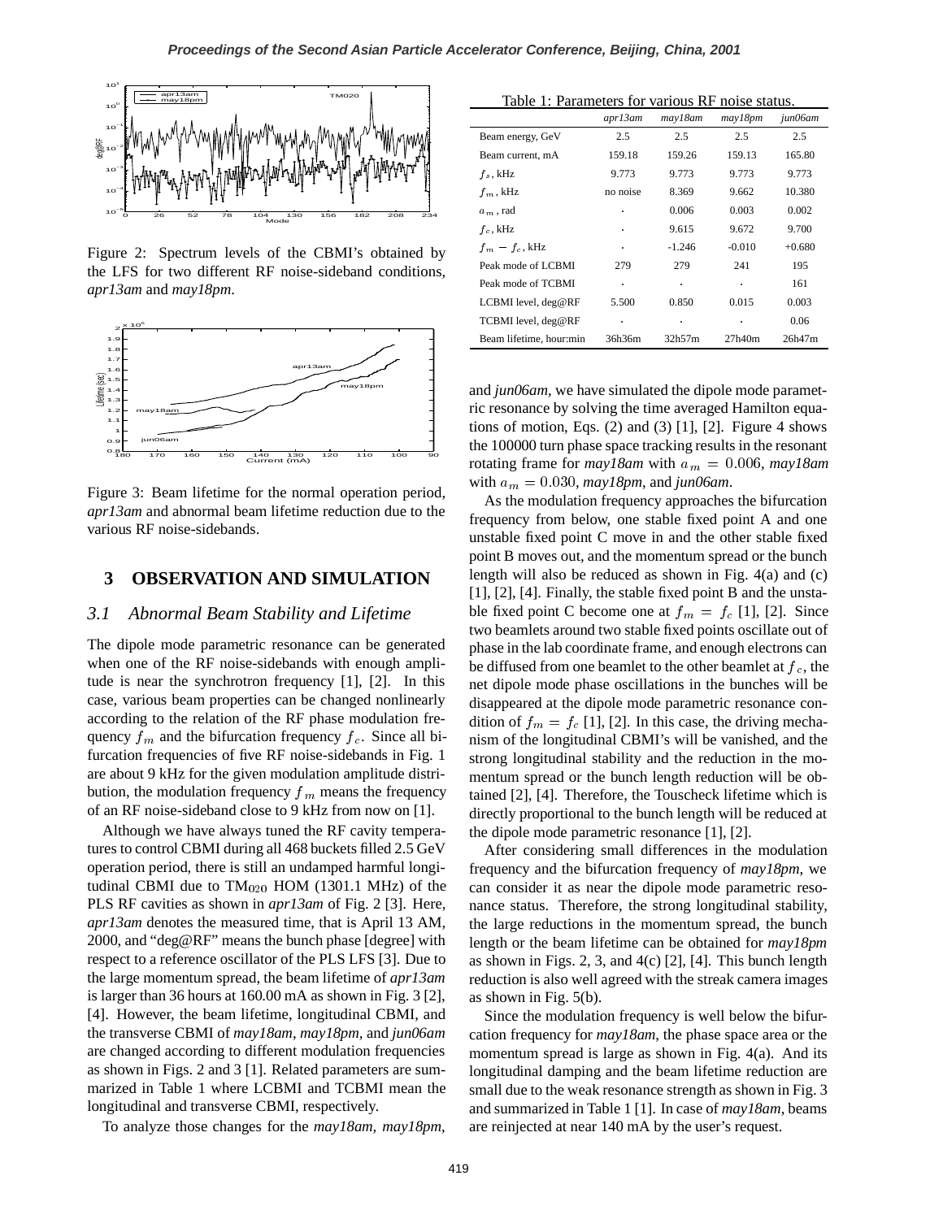Figure 2: Spectrum levels of the CBMI's obtained by the LFS for two different RF noise-sideband conditions, *apr13am* and *may18pm*.

Figure 3: Beam lifetime for the normal operation period, *apr13am* and abnormal beam lifetime reduction due to the various RF noise-sidebands.

## 3 OBSERVATION AND SIMULATION

### 3.1 Abnormal Beam Stability and Lifetime

The dipole mode parametric resonance can be generated when one of the RF noise-sidebands with enough amplitude is near the synchrotron frequency [1], [2]. In this case, various beam properties can be changed nonlinearly according to the relation of the RF phase modulation frequency $f_m$ and the bifurcation frequency $f_c$. Since all bifurcation frequencies of five RF noise-sidebands in Fig. 1 are about 9 kHz for the given modulation amplitude distribution, the modulation frequency $f_m$ means the frequency of an RF noise-sideband close to 9 kHz from now on [1].

Although we have always tuned the RF cavity temperatures to control CBMI during all 468 buckets filled 2.5 GeV operation period, there is still an undamped harmful longitudinal CBMI due to $TM_{020}$ HOM (1301.1 MHz) of the PLS RF cavities as shown in *apr13am* of Fig. 2 [3]. Here, *apr13am* denotes the measured time, that is April 13 AM, 2000, and "deg@RF" means the bunch phase [degree] with respect to a reference oscillator of the PLS LFS [3]. Due to the large momentum spread, the beam lifetime of *apr13am* is larger than 36 hours at 160.00 mA as shown in Fig. 3 [2], [4]. However, the beam lifetime, longitudinal CBMI, and the transverse CBMI of *may18am*, *may18pm*, and *jun06am* are changed according to different modulation frequencies as shown in Figs. 2 and 3 [1]. Related parameters are summarized in Table 1 where LCBMI and TCBMI mean the longitudinal and transverse CBMI, respectively.

To analyze those changes for the *may18am*, *may18pm*, and *jun06am*, we have simulated the dipole mode parametric resonance by solving the time averaged Hamilton equations of motion, Eqs. (2) and (3) [1], [2]. Figure 4 shows the 100000 turn phase space tracking results in the resonant rotating frame for *may18am* with $a_m = 0.006$, *may18am* with $a_m = 0.030$, *may18pm*, and *jun06am*.

Table 1: Parameters for various RF noise status.

| | *apr13am* | *may18am* | *may18pm* | *jun06am* |
|---|---|---|---|---|
| Beam energy, GeV | 2.5 | 2.5 | 2.5 | 2.5 |
| Beam current, mA | 159.18 | 159.26 | 159.13 | 165.80 |
| $f_s$, kHz | 9.773 | 9.773 | 9.773 | 9.773 |
| $f_m$, kHz | no noise | 8.369 | 9.662 | 10.380 |
| $a_m$, rad | · | 0.006 | 0.003 | 0.002 |
| $f_c$, kHz | · | 9.615 | 9.672 | 9.700 |
| $f_m - f_c$, kHz | · | -1.246 | -0.010 | +0.680 |
| Peak mode of LCBMI | 279 | 279 | 241 | 195 |
| Peak mode of TCBMI | · | · | · | 161 |
| LCBMI level, deg@RF | 5.500 | 0.850 | 0.015 | 0.003 |
| TCBMI level, deg@RF | · | · | · | 0.06 |
| Beam lifetime, hour:min | 36h36m | 32h57m | 27h40m | 26h47m |

As the modulation frequency approaches the bifurcation frequency from below, one stable fixed point A and one unstable fixed point C move in and the other stable fixed point B moves out, and the momentum spread or the bunch length will also be reduced as shown in Fig. 4(a) and (c) [1], [2], [4]. Finally, the stable fixed point B and the unstable fixed point C become one at $f_m = f_c$ [1], [2]. Since two beamlets around two stable fixed points oscillate out of phase in the lab coordinate frame, and enough electrons can be diffused from one beamlet to the other beamlet at $f_c$, the net dipole mode phase oscillations in the bunches will be disappeared at the dipole mode parametric resonance condition of $f_m = f_c$ [1], [2]. In this case, the driving mechanism of the longitudinal CBMI's will be vanished, and the strong longitudinal stability and the reduction in the momentum spread or the bunch length reduction will be obtained [2], [4]. Therefore, the Touscheck lifetime which is directly proportional to the bunch length will be reduced at the dipole mode parametric resonance [1], [2].

After considering small differences in the modulation frequency and the bifurcation frequency of *may18pm*, we can consider it as near the dipole mode parametric resonance status. Therefore, the strong longitudinal stability, the large reductions in the momentum spread, the bunch length or the beam lifetime can be obtained for *may18pm* as shown in Figs. 2, 3, and 4(c) [2], [4]. This bunch length reduction is also well agreed with the streak camera images as shown in Fig. 5(b).

Since the modulation frequency is well below the bifurcation frequency for *may18am*, the phase space area or the momentum spread is large as shown in Fig. 4(a). And its longitudinal damping and the beam lifetime reduction are small due to the weak resonance strength as shown in Fig. 3 and summarized in Table 1 [1]. In case of *may18am*, beams are reinjected at near 140 mA by the user's request.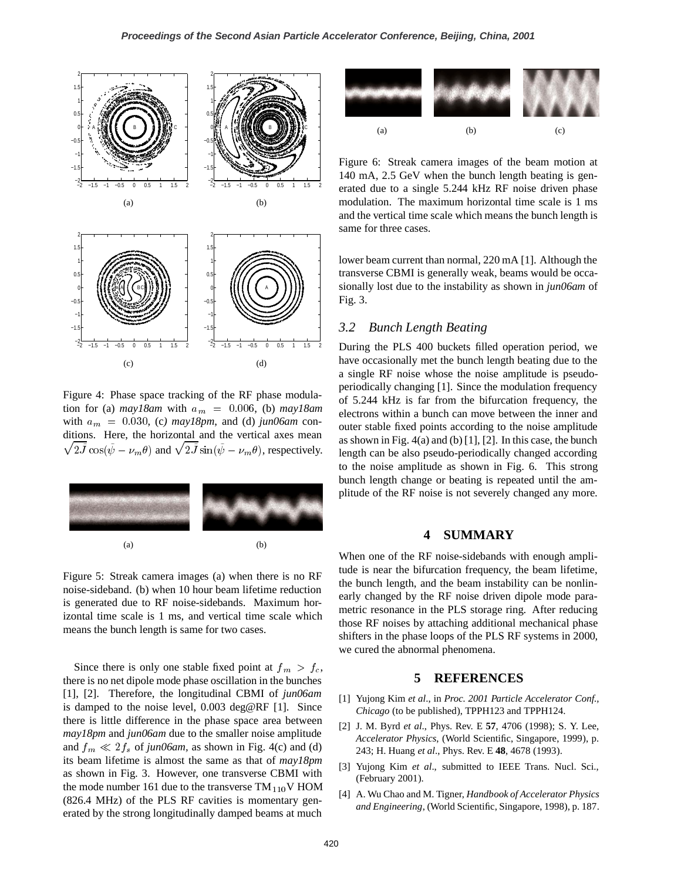2
1.5
1
0.5
0
−0.5
−1
−1.5
−2
−2 −1.5 −1 −0.5 0 0.5 1 1.5 2

A B C

(a)

A B C

(b)

B C

(c)

A

(d)

Figure 4: Phase space tracking of the RF phase modulation for (a) *may18am* with $a_m = 0.006$, (b) *may18am* with $a_m = 0.030$, (c) *may18pm*, and (d) *jun06am* conditions. Here, the horizontal and the vertical axes mean $\sqrt{2\bar{J}}\cos(\bar{\psi} - \nu_m\theta)$ and $\sqrt{2\bar{J}}\sin(\bar{\psi} - \nu_m\theta)$, respectively.

(a) (b)

Figure 5: Streak camera images (a) when there is no RF noise-sideband. (b) when 10 hour beam lifetime reduction is generated due to RF noise-sidebands. Maximum horizontal time scale is 1 ms, and vertical time scale which means the bunch length is same for two cases.

Since there is only one stable fixed point at $f_m > f_c$, there is no net dipole mode phase oscillation in the bunches [1], [2]. Therefore, the longitudinal CBMI of *jun06am* is damped to the noise level, 0.003 deg@RF [1]. Since there is little difference in the phase space area between *may18pm* and *jun06am* due to the smaller noise amplitude and $f_m \ll 2f_s$ of *jun06am*, as shown in Fig. 4(c) and (d) its beam lifetime is almost the same as that of *may18pm* as shown in Fig. 3. However, one transverse CBMI with the mode number 161 due to the transverse $TM_{110}$V HOM (826.4 MHz) of the PLS RF cavities is momentary generated by the strong longitudinally damped beams at much lower beam current than normal, 220 mA [1]. Although the transverse CBMI is generally weak, beams would be occasionally lost due to the instability as shown in *jun06am* of Fig. 3.

(a) (b) (c)

Figure 6: Streak camera images of the beam motion at 140 mA, 2.5 GeV when the bunch length beating is generated due to a single 5.244 kHz RF noise driven phase modulation. The maximum horizontal time scale is 1 ms and the vertical time scale which means the bunch length is same for three cases.

### 3.2 Bunch Length Beating

During the PLS 400 buckets filled operation period, we have occasionally met the bunch length beating due to the a single RF noise whose the noise amplitude is pseudo-periodically changing [1]. Since the modulation frequency of 5.244 kHz is far from the bifurcation frequency, the electrons within a bunch can move between the inner and outer stable fixed points according to the noise amplitude as shown in Fig. 4(a) and (b) [1], [2]. In this case, the bunch length can be also pseudo-periodically changed according to the noise amplitude as shown in Fig. 6. This strong bunch length change or beating is repeated until the amplitude of the RF noise is not severely changed any more.

## 4 SUMMARY

When one of the RF noise-sidebands with enough amplitude is near the bifurcation frequency, the beam lifetime, the bunch length, and the beam instability can be nonlinearly changed by the RF noise driven dipole mode parametric resonance in the PLS storage ring. After reducing those RF noises by attaching additional mechanical phase shifters in the phase loops of the PLS RF systems in 2000, we cured the abnormal phenomena.

## 5 REFERENCES

[1] Yujong Kim *et al*., in *Proc. 2001 Particle Accelerator Conf., Chicago* (to be published), TPPH123 and TPPH124.

[2] J. M. Byrd *et al*., Phys. Rev. E **57**, 4706 (1998); S. Y. Lee, *Accelerator Physics*, (World Scientific, Singapore, 1999), p. 243; H. Huang *et al*., Phys. Rev. E **48**, 4678 (1993).

[3] Yujong Kim *et al*., submitted to IEEE Trans. Nucl. Sci., (February 2001).

[4] A. Wu Chao and M. Tigner, *Handbook of Accelerator Physics and Engineering*, (World Scientific, Singapore, 1998), p. 187.